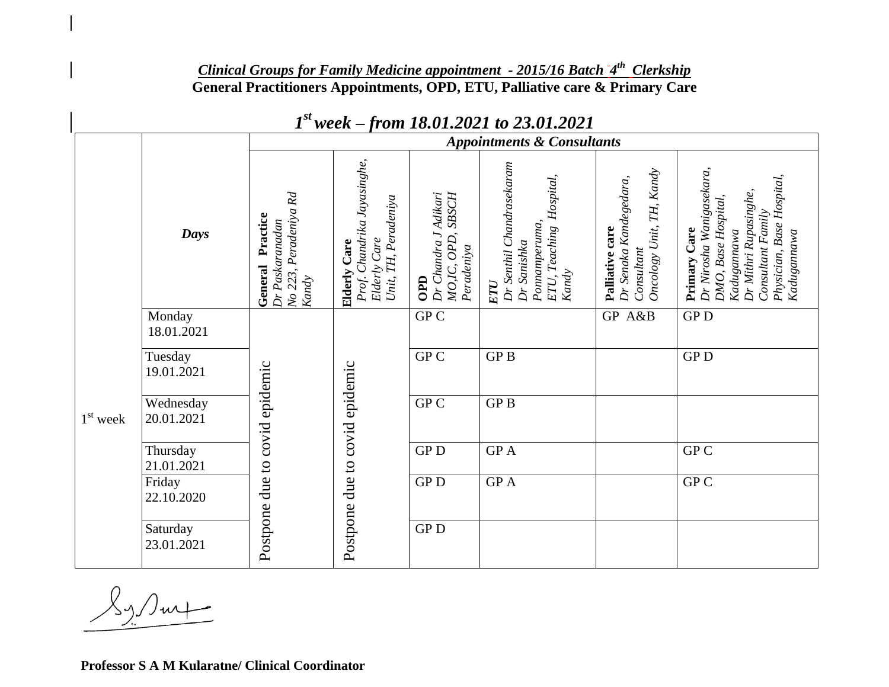***Clinical Groups for Family Medicine appointment - 2015/16 Batch 4th Clerkship***

**General Practitioners Appointments, OPD, ETU, Palliative care & Primary Care**

## *1st week – from 18.01.2021 to 23.01.2021*

| | | *Appointments & Consultants* | | | | | |
|---|---|---|---|---|---|---|---|
| | ***Days*** | **General Practice** *Dr Paskaranadan No 223, Peradeniya Rd Kandy* | **Elderly Care** *Prof. Chandrika Jayasinghe, Elderly Care Unit, TH, Peradeniya* | **OPD** *Dr Chandra J Adikari MO,IC, OPD, SBSCH Peradeniya* | ***ETU*** *Dr Senthil Chandrasekaram Dr Sanishka Ponnamperuma, ETU, Teaching Hospital, Kandy* | **Palliative care** *Dr Senaka Kandegedara, Consultant Oncology Unit, TH, Kandy* | **Primary Care** *Dr Nirosha Wanigasekara, DMO, Base Hospital, Kadugannawa Dr Mithri Rupasinghe, Consultant Family Physician, Base Hospital, Kadugannawa* |
| 1st week | Monday 18.01.2021 | Postpone due to covid epidemic | Postpone due to covid epidemic | GP C | | GP A&B | GP D |
| | Tuesday 19.01.2021 | | | GP C | GP B | | GP D |
| | Wednesday 20.01.2021 | | | GP C | GP B | | |
| | Thursday 21.01.2021 | | | GP D | GP A | | GP C |
| | Friday 22.10.2020 | | | GP D | GP A | | GP C |
| | Saturday 23.01.2021 | | | GP D | | | |

**Professor S A M Kularatne/ Clinical Coordinator**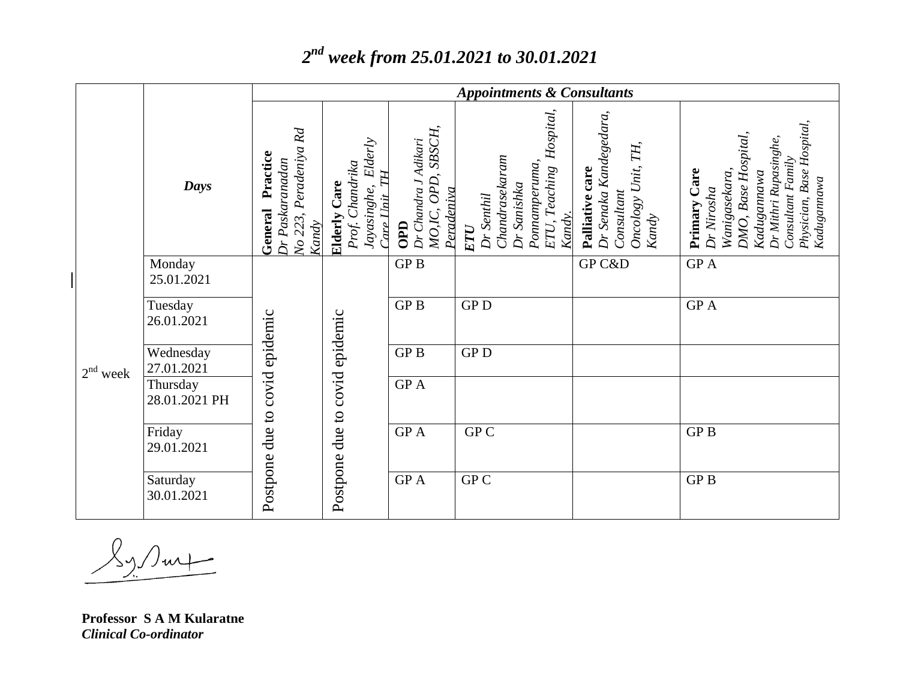## *2nd week from 25.01.2021 to 30.01.2021*

| | *Days* | *Appointments & Consultants* | | | | | |
|---|---|---|---|---|---|---|---|
| | | **General Practice** *Dr Paskaranadan No 223, Peradeniya Rd Kandy* | **Elderly Care** *Prof. Chandrika Jayasinghe, Elderly Care Unit TH* | **OPD** *Dr Chandra J Adikari MO,IC, OPD, SBSCH, Peradeniya* | ***ETU*** *Dr Senthil Chandrasekaram Dr Sanishka Ponnamperuma, ETU, Teaching Hospital, Kandy.* | **Palliative care** *Dr Senaka Kandegedara, Consultant Oncology Unit, TH, Kandy* | **Primary Care** *Dr Nirosha Wanigasekara, DMO, Base Hospital, Kadugannawa Dr Mithri Rupasinghe, Consultant Family Physician, Base Hospital, Kadugannawa* |
| 2nd week | Monday 25.01.2021 | Postpone due to covid epidemic | Postpone due to covid epidemic | GP B | | GP C&D | GP A |
| | Tuesday 26.01.2021 | | | GP B | GP D | | GP A |
| | Wednesday 27.01.2021 | | | GP B | GP D | | |
| | Thursday 28.01.2021 PH | | | GP A | | | |
| | Friday 29.01.2021 | | | GP A | GP C | | GP B |
| | Saturday 30.01.2021 | | | GP A | GP C | | GP B |

**Professor S A M Kularatne**
***Clinical Co-ordinator***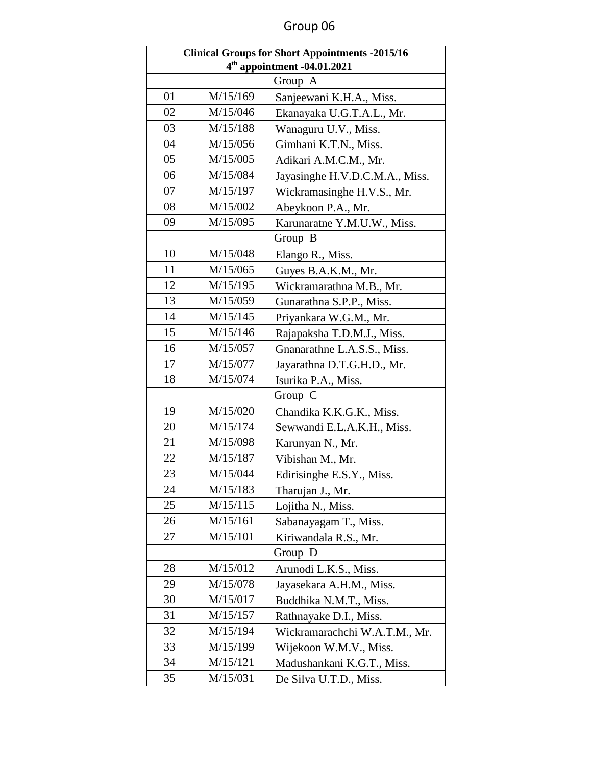# Group 06

| Clinical Groups for Short Appointments -2015/16<br>4th appointment -04.01.2021 | | |
|---|---|---|
| Group A | | |
| 01 | M/15/169 | Sanjeewani K.H.A., Miss. |
| 02 | M/15/046 | Ekanayaka U.G.T.A.L., Mr. |
| 03 | M/15/188 | Wanaguru U.V., Miss. |
| 04 | M/15/056 | Gimhani K.T.N., Miss. |
| 05 | M/15/005 | Adikari A.M.C.M., Mr. |
| 06 | M/15/084 | Jayasinghe H.V.D.C.M.A., Miss. |
| 07 | M/15/197 | Wickramasinghe H.V.S., Mr. |
| 08 | M/15/002 | Abeykoon P.A., Mr. |
| 09 | M/15/095 | Karunaratne Y.M.U.W., Miss. |
| Group B | | |
| 10 | M/15/048 | Elango R., Miss. |
| 11 | M/15/065 | Guyes B.A.K.M., Mr. |
| 12 | M/15/195 | Wickramarathna M.B., Mr. |
| 13 | M/15/059 | Gunarathna S.P.P., Miss. |
| 14 | M/15/145 | Priyankara W.G.M., Mr. |
| 15 | M/15/146 | Rajapaksha T.D.M.J., Miss. |
| 16 | M/15/057 | Gnanarathne L.A.S.S., Miss. |
| 17 | M/15/077 | Jayarathna D.T.G.H.D., Mr. |
| 18 | M/15/074 | Isurika P.A., Miss. |
| Group C | | |
| 19 | M/15/020 | Chandika K.K.G.K., Miss. |
| 20 | M/15/174 | Sewwandi E.L.A.K.H., Miss. |
| 21 | M/15/098 | Karunyan N., Mr. |
| 22 | M/15/187 | Vibishan M., Mr. |
| 23 | M/15/044 | Edirisinghe E.S.Y., Miss. |
| 24 | M/15/183 | Tharujan J., Mr. |
| 25 | M/15/115 | Lojitha N., Miss. |
| 26 | M/15/161 | Sabanayagam T., Miss. |
| 27 | M/15/101 | Kiriwandala R.S., Mr. |
| Group D | | |
| 28 | M/15/012 | Arunodi L.K.S., Miss. |
| 29 | M/15/078 | Jayasekara A.H.M., Miss. |
| 30 | M/15/017 | Buddhika N.M.T., Miss. |
| 31 | M/15/157 | Rathnayake D.I., Miss. |
| 32 | M/15/194 | Wickramarachchi W.A.T.M., Mr. |
| 33 | M/15/199 | Wijekoon W.M.V., Miss. |
| 34 | M/15/121 | Madushankani K.G.T., Miss. |
| 35 | M/15/031 | De Silva U.T.D., Miss. |